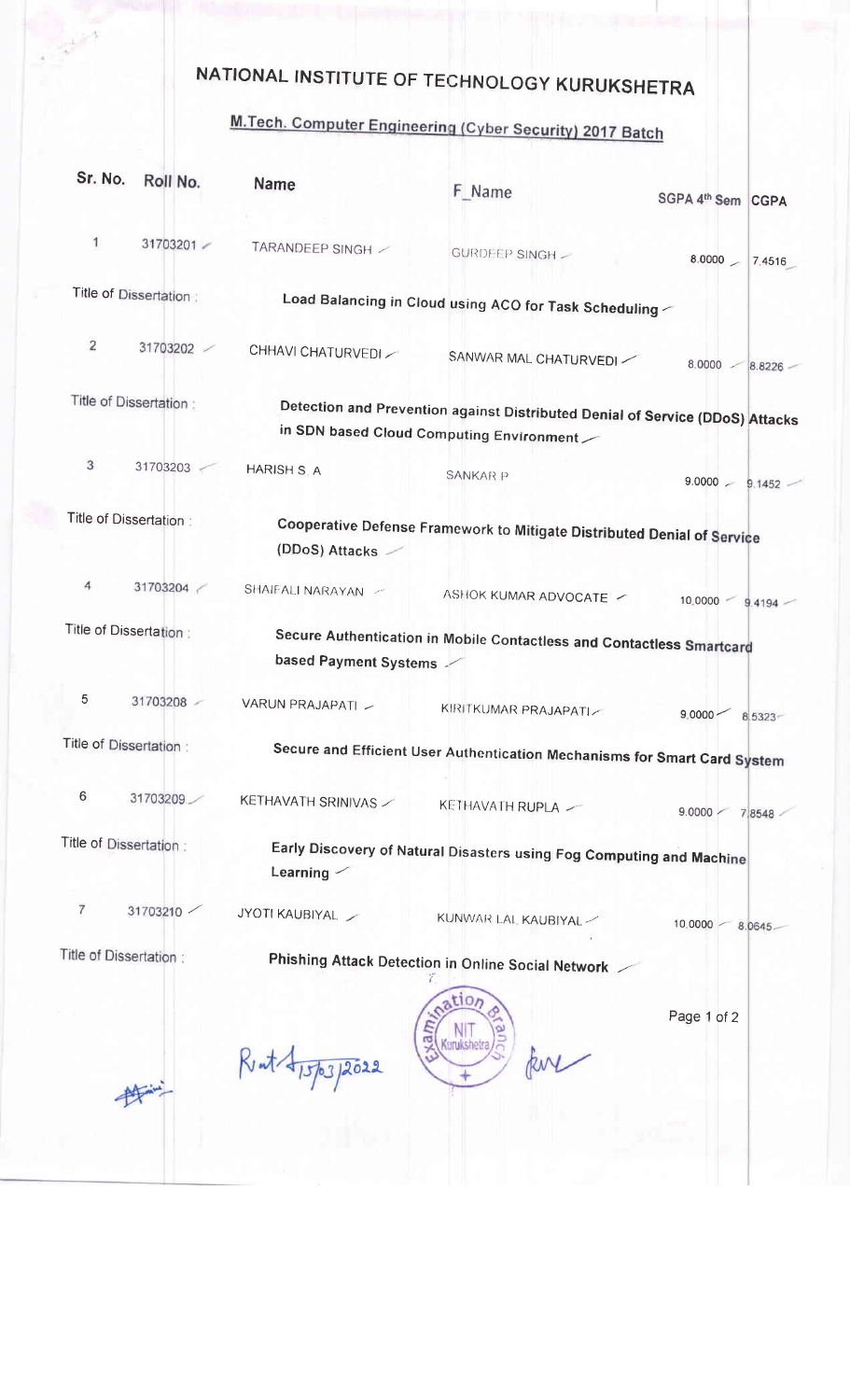# NATIONAL INSTITUTE OF TECHNOLOGY KURUKSHETRA

## M.Tech. Computer Engineering (Cyber Security) 2017 Batch

| Sr. No. | Roll No. | Name | F_Name | SGPA 4th Sem | CGPA |
|---|---|---|---|---|---|
| 1 | 31703201 | TARANDEEP SINGH | GURDEEP SINGH | 8.0000 | 7.4516 |
| Title of Dissertation : | | **Load Balancing in Cloud using ACO for Task Scheduling** | | | |
| 2 | 31703202 | CHHAVI CHATURVEDI | SANWAR MAL CHATURVEDI | 8.0000 | 8.8226 |
| Title of Dissertation : | | **Detection and Prevention against Distributed Denial of Service (DDoS) Attacks in SDN based Cloud Computing Environment** | | | |
| 3 | 31703203 | HARISH S. A | SANKAR P | 9.0000 | 9.1452 |
| Title of Dissertation : | | **Cooperative Defense Framework to Mitigate Distributed Denial of Service (DDoS) Attacks** | | | |
| 4 | 31703204 | SHAIFALI NARAYAN | ASHOK KUMAR ADVOCATE | 10.0000 | 9.4194 |
| Title of Dissertation : | | **Secure Authentication in Mobile Contactless and Contactless Smartcard based Payment Systems** | | | |
| 5 | 31703208 | VARUN PRAJAPATI | KIRITKUMAR PRAJAPATI | 9.0000 | 8.5323 |
| Title of Dissertation : | | **Secure and Efficient User Authentication Mechanisms for Smart Card System** | | | |
| 6 | 31703209 | KETHAVATH SRINIVAS | KETHAVATH RUPLA | 9.0000 | 7.8548 |
| Title of Dissertation : | | **Early Discovery of Natural Disasters using Fog Computing and Machine Learning** | | | |
| 7 | 31703210 | JYOTI KAUBIYAL | KUNWAR LAL KAUBIYAL | 10.0000 | 8.0645 |
| Title of Dissertation : | | **Phishing Attack Detection in Online Social Network** | | | |

Examination Branch NIT Kurukshetra

15/03/2022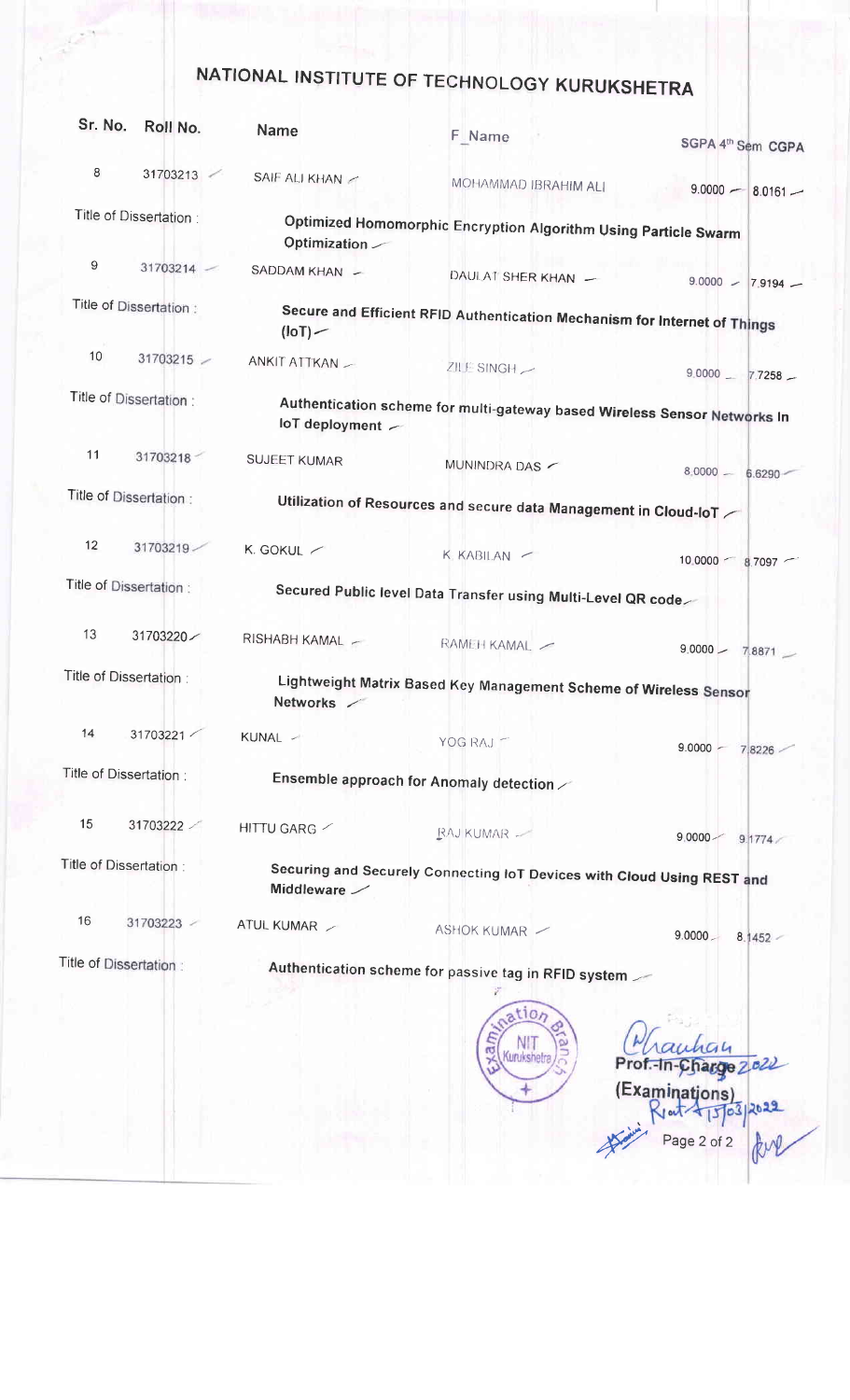# NATIONAL INSTITUTE OF TECHNOLOGY KURUKSHETRA

| Sr. No. | Roll No. | Name | F_Name | SGPA 4th Sem | CGPA |
|---|---|---|---|---|---|
| 8 | 31703213 | SAIF ALI KHAN | MOHAMMAD IBRAHIM ALI | 9.0000 | 8.0161 |
| Title of Dissertation : | | Optimized Homomorphic Encryption Algorithm Using Particle Swarm Optimization | | | |
| 9 | 31703214 | SADDAM KHAN | DAULAT SHER KHAN | 9.0000 | 7.9194 |
| Title of Dissertation : | | Secure and Efficient RFID Authentication Mechanism for Internet of Things (IoT) | | | |
| 10 | 31703215 | ANKIT ATTKAN | ZILE SINGH | 9.0000 | 7.7258 |
| Title of Dissertation : | | Authentication scheme for multi-gateway based Wireless Sensor Networks In IoT deployment | | | |
| 11 | 31703218 | SUJEET KUMAR | MUNINDRA DAS | 8.0000 | 6.6290 |
| Title of Dissertation : | | Utilization of Resources and secure data Management in Cloud-IoT | | | |
| 12 | 31703219 | K. GOKUL | K KABILAN | 10.0000 | 8.7097 |
| Title of Dissertation : | | Secured Public level Data Transfer using Multi-Level QR code | | | |
| 13 | 31703220 | RISHABH KAMAL | RAMESH KAMAL | 9.0000 | 7.8871 |
| Title of Dissertation : | | Lightweight Matrix Based Key Management Scheme of Wireless Sensor Networks | | | |
| 14 | 31703221 | KUNAL | YOG RAJ | 9.0000 | 7.8226 |
| Title of Dissertation : | | Ensemble approach for Anomaly detection | | | |
| 15 | 31703222 | HITTU GARG | RAJ KUMAR | 9.0000 | 9.1774 |
| Title of Dissertation : | | Securing and Securely Connecting IoT Devices with Cloud Using REST and Middleware | | | |
| 16 | 31703223 | ATUL KUMAR | ASHOK KUMAR | 9.0000 | 8.1452 |
| Title of Dissertation : | | Authentication scheme for passive tag in RFID system | | | |

Examination Branch NIT Kurukshetra

Chauhan 2022

Prof.-In-Charge

(Examinations)

15/03/2022